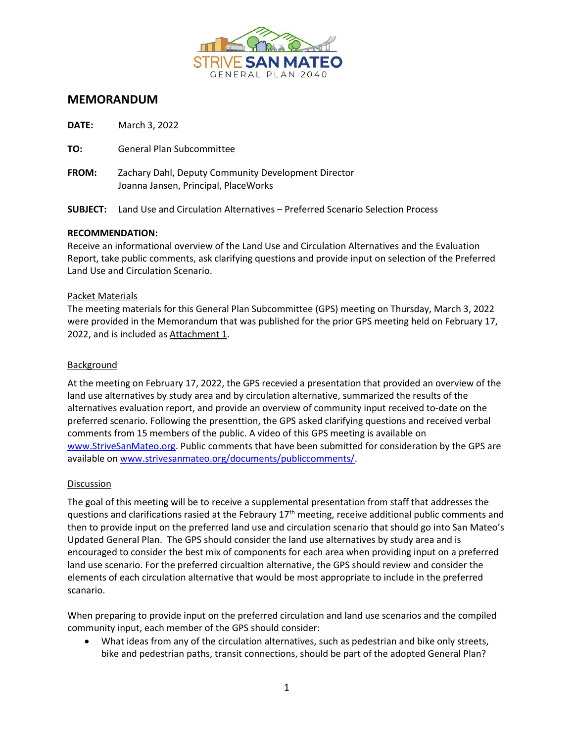STRIVE SAN MATEO
GENERAL PLAN 2040

# MEMORANDUM

**DATE:** March 3, 2022

**TO:** General Plan Subcommittee

**FROM:** Zachary Dahl, Deputy Community Development Director
Joanna Jansen, Principal, PlaceWorks

**SUBJECT:** Land Use and Circulation Alternatives – Preferred Scenario Selection Process

**RECOMMENDATION:**
Receive an informational overview of the Land Use and Circulation Alternatives and the Evaluation Report, take public comments, ask clarifying questions and provide input on selection of the Preferred Land Use and Circulation Scenario.

Packet Materials
The meeting materials for this General Plan Subcommittee (GPS) meeting on Thursday, March 3, 2022 were provided in the Memorandum that was published for the prior GPS meeting held on February 17, 2022, and is included as Attachment 1.

Background

At the meeting on February 17, 2022, the GPS recevied a presentation that provided an overview of the land use alternatives by study area and by circulation alternative, summarized the results of the alternatives evaluation report, and provide an overview of community input received to-date on the preferred scenario. Following the presenttion, the GPS asked clarifying questions and received verbal comments from 15 members of the public. A video of this GPS meeting is available on www.StriveSanMateo.org. Public comments that have been submitted for consideration by the GPS are available on www.strivesanmateo.org/documents/publiccomments/.

Discussion

The goal of this meeting will be to receive a supplemental presentation from staff that addresses the questions and clarifications rasied at the Febraury 17th meeting, receive additional public comments and then to provide input on the preferred land use and circulation scenario that should go into San Mateo's Updated General Plan. The GPS should consider the land use alternatives by study area and is encouraged to consider the best mix of components for each area when providing input on a preferred land use scenario. For the preferred circualtion alternative, the GPS should review and consider the elements of each circulation alternative that would be most appropriate to include in the preferred scanario.

When preparing to provide input on the preferred circulation and land use scenarios and the compiled community input, each member of the GPS should consider:

- What ideas from any of the circulation alternatives, such as pedestrian and bike only streets, bike and pedestrian paths, transit connections, should be part of the adopted General Plan?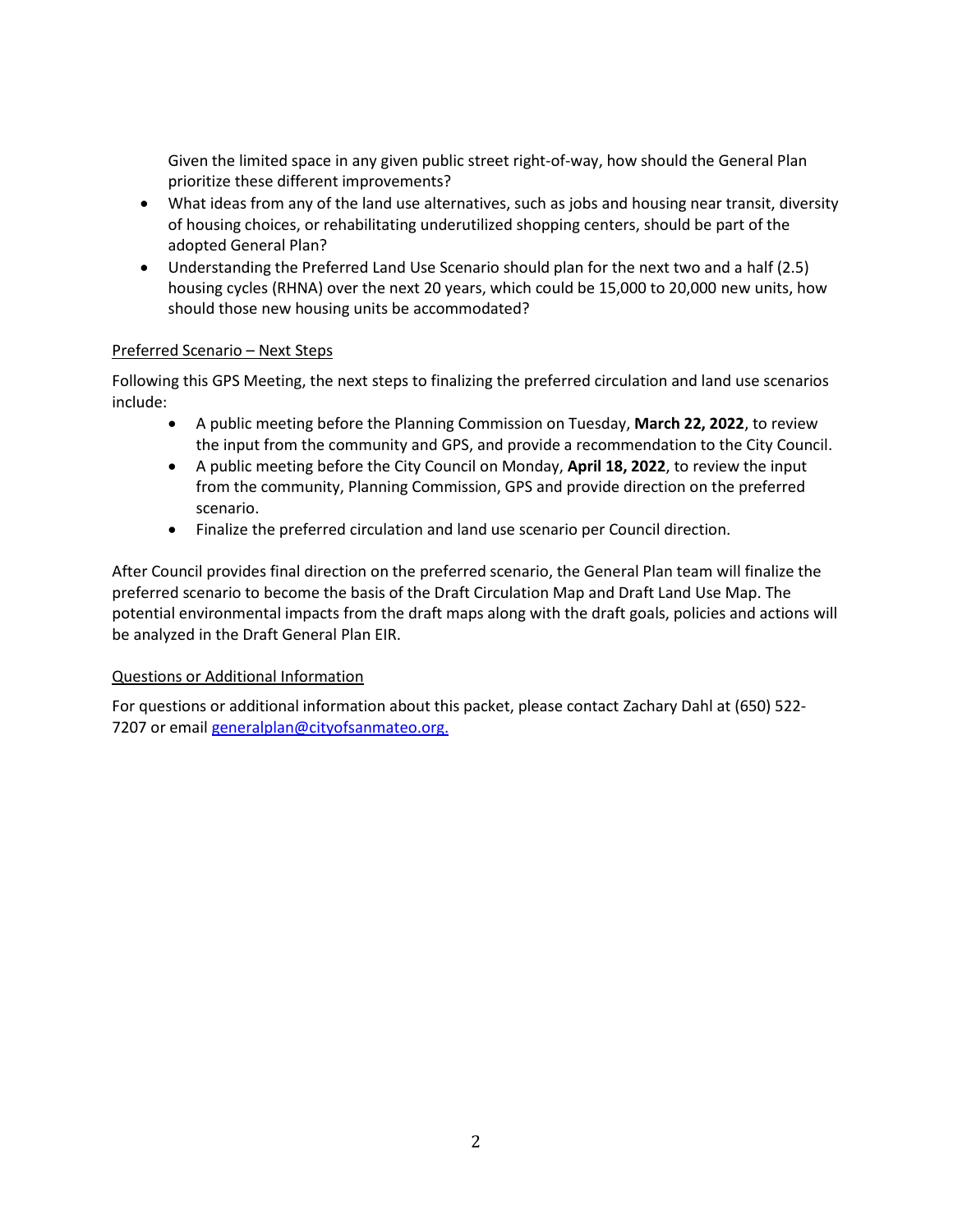Given the limited space in any given public street right-of-way, how should the General Plan prioritize these different improvements?

- What ideas from any of the land use alternatives, such as jobs and housing near transit, diversity of housing choices, or rehabilitating underutilized shopping centers, should be part of the adopted General Plan?
- Understanding the Preferred Land Use Scenario should plan for the next two and a half (2.5) housing cycles (RHNA) over the next 20 years, which could be 15,000 to 20,000 new units, how should those new housing units be accommodated?

Preferred Scenario – Next Steps

Following this GPS Meeting, the next steps to finalizing the preferred circulation and land use scenarios include:

- A public meeting before the Planning Commission on Tuesday, **March 22, 2022**, to review the input from the community and GPS, and provide a recommendation to the City Council.
- A public meeting before the City Council on Monday, **April 18, 2022**, to review the input from the community, Planning Commission, GPS and provide direction on the preferred scenario.
- Finalize the preferred circulation and land use scenario per Council direction.

After Council provides final direction on the preferred scenario, the General Plan team will finalize the preferred scenario to become the basis of the Draft Circulation Map and Draft Land Use Map. The potential environmental impacts from the draft maps along with the draft goals, policies and actions will be analyzed in the Draft General Plan EIR.

Questions or Additional Information

For questions or additional information about this packet, please contact Zachary Dahl at (650) 522-7207 or email generalplan@cityofsanmateo.org.